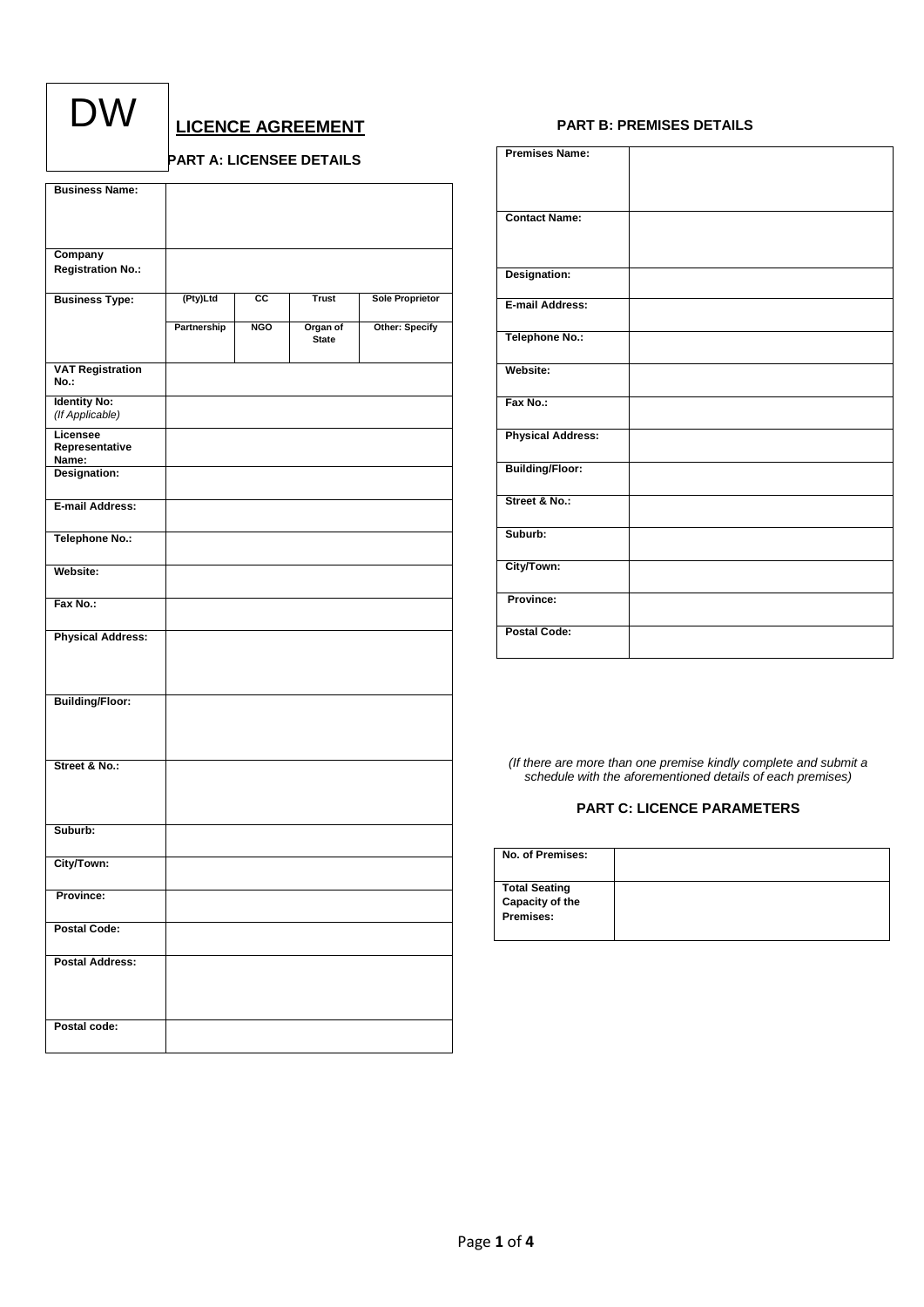DW

# LICENCE AGREEMENT

## PART A: LICENSEE DETAILS

| Business Name: | | | | |
|---|---|---|---|---|
| Company Registration No.: | | | | |
| Business Type: | (Pty)Ltd | CC | Trust | Sole Proprietor |
| | Partnership | NGO | Organ of State | Other: Specify |
| VAT Registration No.: | | | | |
| Identity No: *(If Applicable)* | | | | |
| Licensee Representative Name: | | | | |
| Designation: | | | | |
| E-mail Address: | | | | |
| Telephone No.: | | | | |
| Website: | | | | |
| Fax No.: | | | | |
| Physical Address: | | | | |
| Building/Floor: | | | | |
| Street & No.: | | | | |
| Suburb: | | | | |
| City/Town: | | | | |
| Province: | | | | |
| Postal Code: | | | | |
| Postal Address: | | | | |
| Postal code: | | | | |

## PART B: PREMISES DETAILS

| Premises Name: | |
|---|---|
| Contact Name: | |
| Designation: | |
| E-mail Address: | |
| Telephone No.: | |
| Website: | |
| Fax No.: | |
| Physical Address: | |
| Building/Floor: | |
| Street & No.: | |
| Suburb: | |
| City/Town: | |
| Province: | |
| Postal Code: | |

*(If there are more than one premise kindly complete and submit a schedule with the aforementioned details of each premises)*

## PART C: LICENCE PARAMETERS

| No. of Premises: | |
|---|---|
| Total Seating Capacity of the Premises: | |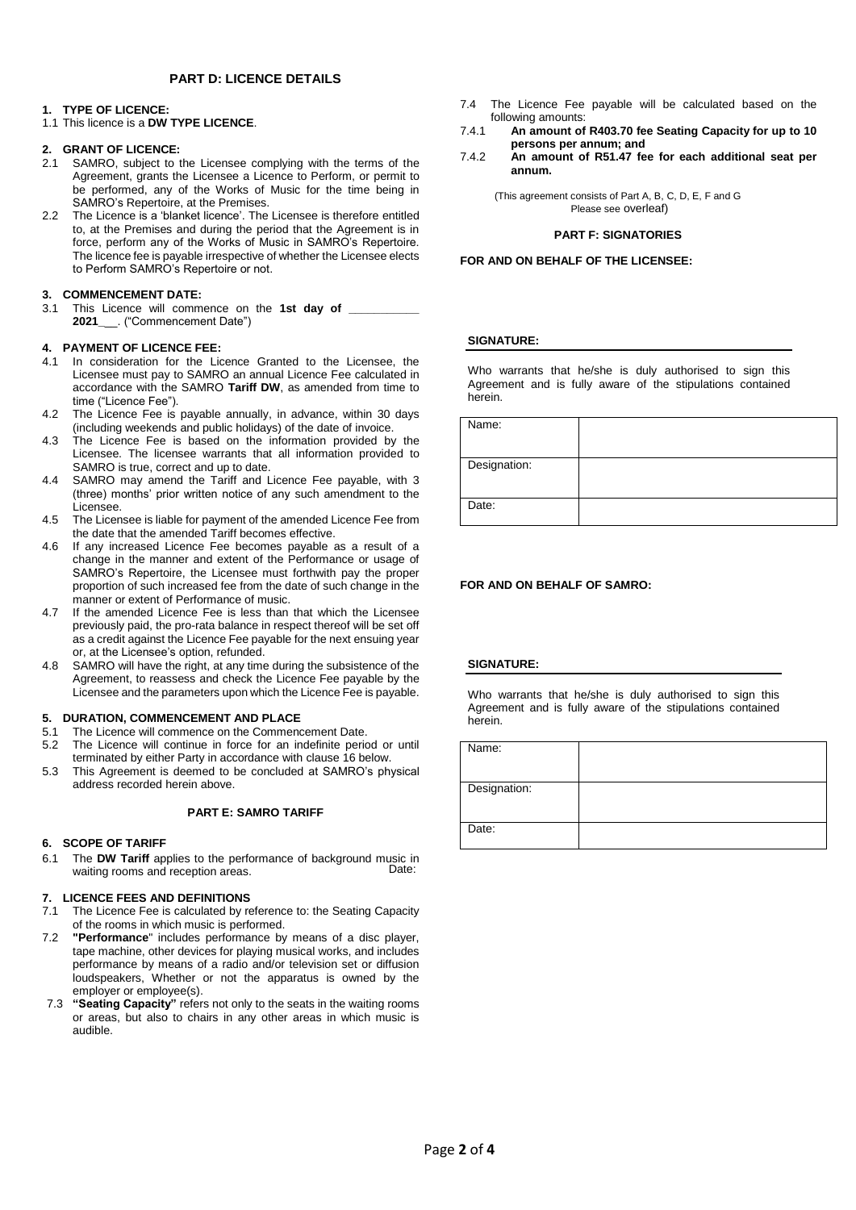## PART D: LICENCE DETAILS

**1. TYPE OF LICENCE:**

1.1 This licence is a **DW TYPE LICENCE**.

**2. GRANT OF LICENCE:**

2.1 SAMRO, subject to the Licensee complying with the terms of the Agreement, grants the Licensee a Licence to Perform, or permit to be performed, any of the Works of Music for the time being in SAMRO's Repertoire, at the Premises.

2.2 The Licence is a 'blanket licence'. The Licensee is therefore entitled to, at the Premises and during the period that the Agreement is in force, perform any of the Works of Music in SAMRO's Repertoire. The licence fee is payable irrespective of whether the Licensee elects to Perform SAMRO's Repertoire or not.

**3. COMMENCEMENT DATE:**

3.1 This Licence will commence on the **1st day of \_\_\_\_\_\_\_\_\_\_\_ 2021**\_\_. ("Commencement Date")

**4. PAYMENT OF LICENCE FEE:**

4.1 In consideration for the Licence Granted to the Licensee, the Licensee must pay to SAMRO an annual Licence Fee calculated in accordance with the SAMRO **Tariff DW**, as amended from time to time ("Licence Fee").

4.2 The Licence Fee is payable annually, in advance, within 30 days (including weekends and public holidays) of the date of invoice.

4.3 The Licence Fee is based on the information provided by the Licensee. The licensee warrants that all information provided to SAMRO is true, correct and up to date.

4.4 SAMRO may amend the Tariff and Licence Fee payable, with 3 (three) months' prior written notice of any such amendment to the Licensee.

4.5 The Licensee is liable for payment of the amended Licence Fee from the date that the amended Tariff becomes effective.

4.6 If any increased Licence Fee becomes payable as a result of a change in the manner and extent of the Performance or usage of SAMRO's Repertoire, the Licensee must forthwith pay the proper proportion of such increased fee from the date of such change in the manner or extent of Performance of music.

4.7 If the amended Licence Fee is less than that which the Licensee previously paid, the pro-rata balance in respect thereof will be set off as a credit against the Licence Fee payable for the next ensuing year or, at the Licensee's option, refunded.

4.8 SAMRO will have the right, at any time during the subsistence of the Agreement, to reassess and check the Licence Fee payable by the Licensee and the parameters upon which the Licence Fee is payable.

**5. DURATION, COMMENCEMENT AND PLACE**

5.1 The Licence will commence on the Commencement Date.

5.2 The Licence will continue in force for an indefinite period or until terminated by either Party in accordance with clause 16 below.

5.3 This Agreement is deemed to be concluded at SAMRO's physical address recorded herein above.

## PART E: SAMRO TARIFF

**6. SCOPE OF TARIFF**

6.1 The **DW Tariff** applies to the performance of background music in waiting rooms and reception areas. Date:

**7. LICENCE FEES AND DEFINITIONS**

7.1 The Licence Fee is calculated by reference to: the Seating Capacity of the rooms in which music is performed.

7.2 **"Performance**" includes performance by means of a disc player, tape machine, other devices for playing musical works, and includes performance by means of a radio and/or television set or diffusion loudspeakers, Whether or not the apparatus is owned by the employer or employee(s).

7.3 **"Seating Capacity"** refers not only to the seats in the waiting rooms or areas, but also to chairs in any other areas in which music is audible.

7.4 The Licence Fee payable will be calculated based on the following amounts:

7.4.1 **An amount of R403.70 fee Seating Capacity for up to 10 persons per annum; and**

7.4.2 **An amount of R51.47 fee for each additional seat per annum.**

(This agreement consists of Part A, B, C, D, E, F and G Please see overleaf)

## PART F: SIGNATORIES

**FOR AND ON BEHALF OF THE LICENSEE:**

**SIGNATURE:**

Who warrants that he/she is duly authorised to sign this Agreement and is fully aware of the stipulations contained herein.

| Name: | |
|---|---|
| Designation: | |
| Date: | |

**FOR AND ON BEHALF OF SAMRO:**

**SIGNATURE:**

Who warrants that he/she is duly authorised to sign this Agreement and is fully aware of the stipulations contained herein.

| Name: | |
|---|---|
| Designation: | |
| Date: | |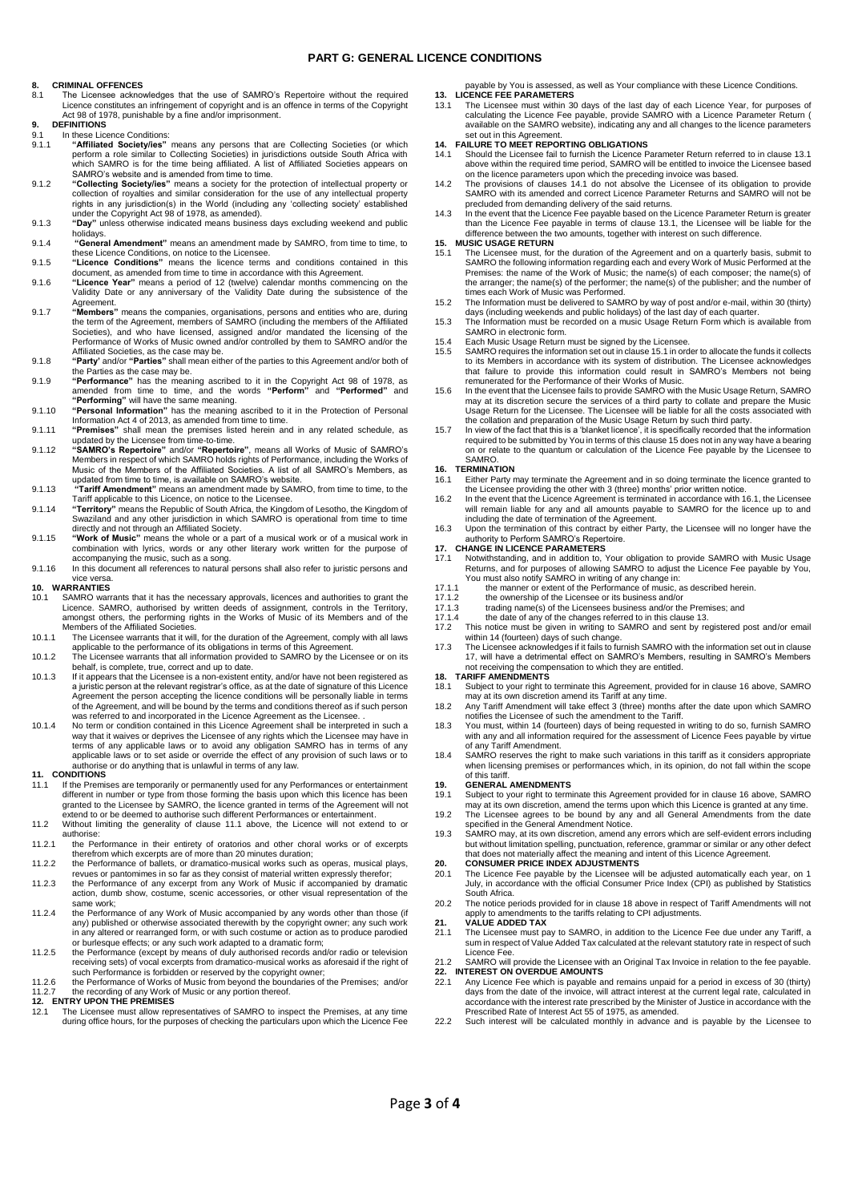# PART G: GENERAL LICENCE CONDITIONS

**8. CRIMINAL OFFENCES**

8.1 The Licensee acknowledges that the use of SAMRO's Repertoire without the required Licence constitutes an infringement of copyright and is an offence in terms of the Copyright Act 98 of 1978, punishable by a fine and/or imprisonment.

**9. DEFINITIONS**

9.1 In these Licence Conditions:

9.1.1 **"Affiliated Society/ies"** means any persons that are Collecting Societies (or which perform a role similar to Collecting Societies) in jurisdictions outside South Africa with which SAMRO is for the time being affiliated. A list of Affiliated Societies appears on SAMRO's website and is amended from time to time.

9.1.2 **"Collecting Society/ies"** means a society for the protection of intellectual property or collection of royalties and similar consideration for the use of any intellectual property rights in any jurisdiction(s) in the World (including any 'collecting society' established under the Copyright Act 98 of 1978, as amended).

9.1.3 **"Day"** unless otherwise indicated means business days excluding weekend and public holidays.

9.1.4 **"General Amendment"** means an amendment made by SAMRO, from time to time, to these Licence Conditions, on notice to the Licensee.

9.1.5 **"Licence Conditions"** means the licence terms and conditions contained in this document, as amended from time to time in accordance with this Agreement.

9.1.6 **"Licence Year"** means a period of 12 (twelve) calendar months commencing on the Validity Date or any anniversary of the Validity Date during the subsistence of the Agreement.

9.1.7 **"Members"** means the companies, organisations, persons and entities who are, during the term of the Agreement, members of SAMRO (including the members of the Affiliated Societies), and who have licensed, assigned and/or mandated the licensing of the Performance of Works of Music owned and/or controlled by them to SAMRO and/or the Affiliated Societies, as the case may be.

9.1.8 **"Party'** and/or **"Parties"** shall mean either of the parties to this Agreement and/or both of the Parties as the case may be.

9.1.9 **"Performance"** has the meaning ascribed to it in the Copyright Act 98 of 1978, as amended from time to time, and the words **"Perform"** and **"Performed"** and **"Performing"** will have the same meaning.

9.1.10 **"Personal Information"** has the meaning ascribed to it in the Protection of Personal Information Act 4 of 2013, as amended from time to time.

9.1.11 **"Premises"** shall mean the premises listed herein and in any related schedule, as updated by the Licensee from time-to-time.

9.1.12 **"SAMRO's Repertoire"** and/or **"Repertoire"**, means all Works of Music of SAMRO's Members in respect of which SAMRO holds rights of Performance, including the Works of Music of the Members of the Affiliated Societies. A list of all SAMRO's Members, as updated from time to time, is available on SAMRO's website.

9.1.13 **"Tariff Amendment"** means an amendment made by SAMRO, from time to time, to the Tariff applicable to this Licence, on notice to the Licensee.

9.1.14 **"Territory"** means the Republic of South Africa, the Kingdom of Lesotho, the Kingdom of Swaziland and any other jurisdiction in which SAMRO is operational from time to time directly and not through an Affiliated Society.

9.1.15 **"Work of Music"** means the whole or a part of a musical work or of a musical work in combination with lyrics, words or any other literary work written for the purpose of accompanying the music, such as a song.

9.1.16 In this document all references to natural persons shall also refer to juristic persons and vice versa.

**10. WARRANTIES**

10.1 SAMRO warrants that it has the necessary approvals, licences and authorities to grant the Licence. SAMRO, authorised by written deeds of assignment, controls in the Territory, amongst others, the performing rights in the Works of Music of its Members and of the Members of the Affiliated Societies.

10.1.1 The Licensee warrants that it will, for the duration of the Agreement, comply with all laws applicable to the performance of its obligations in terms of this Agreement.

10.1.2 The Licensee warrants that all information provided to SAMRO by the Licensee or on its behalf, is complete, true, correct and up to date.

10.1.3 If it appears that the Licensee is a non-existent entity, and/or have not been registered as a juristic person at the relevant registrar's office, as at the date of signature of this Licence Agreement the person accepting the licence conditions will be personally liable in terms of the Agreement, and will be bound by the terms and conditions thereof as if such person was referred to and incorporated in the Licence Agreement as the Licensee. .

10.1.4 No term or condition contained in this Licence Agreement shall be interpreted in such a way that it waives or deprives the Licensee of any rights which the Licensee may have in terms of any applicable laws or to avoid any obligation SAMRO has in terms of any applicable laws or to set aside or override the effect of any provision of such laws or to authorise or do anything that is unlawful in terms of any law.

**11. CONDITIONS**

11.1 If the Premises are temporarily or permanently used for any Performances or entertainment different in number or type from those forming the basis upon which this licence has been granted to the Licensee by SAMRO, the licence granted in terms of the Agreement will not extend to or be deemed to authorise such different Performances or entertainment.

11.2 Without limiting the generality of clause 11.1 above, the Licence will not extend to or authorise:

11.2.1 the Performance in their entirety of oratorios and other choral works or of excerpts therefrom which excerpts are of more than 20 minutes duration;

11.2.2 the Performance of ballets, or dramatico-musical works such as operas, musical plays, revues or pantomimes in so far as they consist of material written expressly therefor;

11.2.3 the Performance of any excerpt from any Work of Music if accompanied by dramatic action, dumb show, costume, scenic accessories, or other visual representation of the same work;

11.2.4 the Performance of any Work of Music accompanied by any words other than those (if any) published or otherwise associated therewith by the copyright owner; any such work in any altered or rearranged form, or with such costume or action as to produce parodied or burlesque effects; or any such work adapted to a dramatic form;

11.2.5 the Performance (except by means of duly authorised records and/or radio or television receiving sets) of vocal excerpts from dramatico-musical works as aforesaid if the right of such Performance is forbidden or reserved by the copyright owner;

11.2.6 the Performance of Works of Music from beyond the boundaries of the Premises; and/or

11.2.7 the recording of any Work of Music or any portion thereof.

**12. ENTRY UPON THE PREMISES**

12.1 The Licensee must allow representatives of SAMRO to inspect the Premises, at any time during office hours, for the purposes of checking the particulars upon which the Licence Fee payable by You is assessed, as well as Your compliance with these Licence Conditions.

**13. LICENCE FEE PARAMETERS**

13.1 The Licensee must within 30 days of the last day of each Licence Year, for purposes of calculating the Licence Fee payable, provide SAMRO with a Licence Parameter Return ( available on the SAMRO website), indicating any and all changes to the licence parameters set out in this Agreement.

**14. FAILURE TO MEET REPORTING OBLIGATIONS**

14.1 Should the Licensee fail to furnish the Licence Parameter Return referred to in clause 13.1 above within the required time period, SAMRO will be entitled to invoice the Licensee based on the licence parameters upon which the preceding invoice was based.

14.2 The provisions of clauses 14.1 do not absolve the Licensee of its obligation to provide SAMRO with its amended and correct Licence Parameter Returns and SAMRO will not be precluded from demanding delivery of the said returns.

14.3 In the event that the Licence Fee payable based on the Licence Parameter Return is greater than the Licence Fee payable in terms of clause 13.1, the Licensee will be liable for the difference between the two amounts, together with interest on such difference.

**15. MUSIC USAGE RETURN**

15.1 The Licensee must, for the duration of the Agreement and on a quarterly basis, submit to SAMRO the following information regarding each and every Work of Music Performed at the Premises: the name of the Work of Music; the name(s) of each composer; the name(s) of the arranger; the name(s) of the performer; the name(s) of the publisher; and the number of times each Work of Music was Performed.

15.2 The Information must be delivered to SAMRO by way of post and/or e-mail, within 30 (thirty) days (including weekends and public holidays) of the last day of each quarter.

15.3 The Information must be recorded on a music Usage Return Form which is available from SAMRO in electronic form.

15.4 Each Music Usage Return must be signed by the Licensee.

15.5 SAMRO requires the information set out in clause 15.1 in order to allocate the funds it collects to its Members in accordance with its system of distribution. The Licensee acknowledges that failure to provide this information could result in SAMRO's Members not being remunerated for the Performance of their Works of Music.

15.6 In the event that the Licensee fails to provide SAMRO with the Music Usage Return, SAMRO may at its discretion secure the services of a third party to collate and prepare the Music Usage Return for the Licensee. The Licensee will be liable for all the costs associated with the collation and preparation of the Music Usage Return by such third party.

15.7 In view of the fact that this is a 'blanket licence', it is specifically recorded that the information required to be submitted by You in terms of this clause 15 does not in any way have a bearing on or relate to the quantum or calculation of the Licence Fee payable by the Licensee to SAMRO.

**16. TERMINATION**

16.1 Either Party may terminate the Agreement and in so doing terminate the licence granted to the Licensee providing the other with 3 (three) months' prior written notice.

16.2 In the event that the Licence Agreement is terminated in accordance with 16.1, the Licensee will remain liable for any and all amounts payable to SAMRO for the licence up to and including the date of termination of the Agreement.

16.3 Upon the termination of this contract by either Party, the Licensee will no longer have the authority to Perform SAMRO's Repertoire.

**17. CHANGE IN LICENCE PARAMETERS**

17.1 Notwithstanding, and in addition to, Your obligation to provide SAMRO with Music Usage Returns, and for purposes of allowing SAMRO to adjust the Licence Fee payable by You, You must also notify SAMRO in writing of any change in:

17.1.1 the manner or extent of the Performance of music, as described herein.

17.1.2 the ownership of the Licensee or its business and/or

17.1.3 trading name(s) of the Licensees business and/or the Premises; and

17.1.4 the date of any of the changes referred to in this clause 13.

17.2 This notice must be given in writing to SAMRO and sent by registered post and/or email within 14 (fourteen) days of such change.

17.3 The Licensee acknowledges if it fails to furnish SAMRO with the information set out in clause 17, will have a detrimental effect on SAMRO's Members, resulting in SAMRO's Members not receiving the compensation to which they are entitled.

**18. TARIFF AMENDMENTS**

18.1 Subject to your right to terminate this Agreement, provided for in clause 16 above, SAMRO may at its own discretion amend its Tariff at any time.

18.2 Any Tariff Amendment will take effect 3 (three) months after the date upon which SAMRO notifies the Licensee of such the amendment to the Tariff.

18.3 You must, within 14 (fourteen) days of being requested in writing to do so, furnish SAMRO with any and all information required for the assessment of Licence Fees payable by virtue of any Tariff Amendment.

18.4 SAMRO reserves the right to make such variations in this tariff as it considers appropriate when licensing premises or performances which, in its opinion, do not fall within the scope of this tariff.

**19. GENERAL AMENDMENTS**

19.1 Subject to your right to terminate this Agreement provided for in clause 16 above, SAMRO may at its own discretion, amend the terms upon which this Licence is granted at any time.

19.2 The Licensee agrees to be bound by any and all General Amendments from the date specified in the General Amendment Notice.

19.3 SAMRO may, at its own discretion, amend any errors which are self-evident errors including but without limitation spelling, punctuation, reference, grammar or similar or any other defect that does not materially affect the meaning and intent of this Licence Agreement.

**20. CONSUMER PRICE INDEX ADJUSTMENTS**

20.1 The Licence Fee payable by the Licensee will be adjusted automatically each year, on 1 July, in accordance with the official Consumer Price Index (CPI) as published by Statistics South Africa.

20.2 The notice periods provided for in clause 18 above in respect of Tariff Amendments will not apply to amendments to the tariffs relating to CPI adjustments.

**21. VALUE ADDED TAX**

21.1 The Licensee must pay to SAMRO, in addition to the Licence Fee due under any Tariff, a sum in respect of Value Added Tax calculated at the relevant statutory rate in respect of such Licence Fee.

21.2 SAMRO will provide the Licensee with an Original Tax Invoice in relation to the fee payable.

**22. INTEREST ON OVERDUE AMOUNTS**

22.1 Any Licence Fee which is payable and remains unpaid for a period in excess of 30 (thirty) days from the date of the invoice, will attract interest at the current legal rate, calculated in accordance with the interest rate prescribed by the Minister of Justice in accordance with the Prescribed Rate of Interest Act 55 of 1975, as amended.

22.2 Such interest will be calculated monthly in advance and is payable by the Licensee to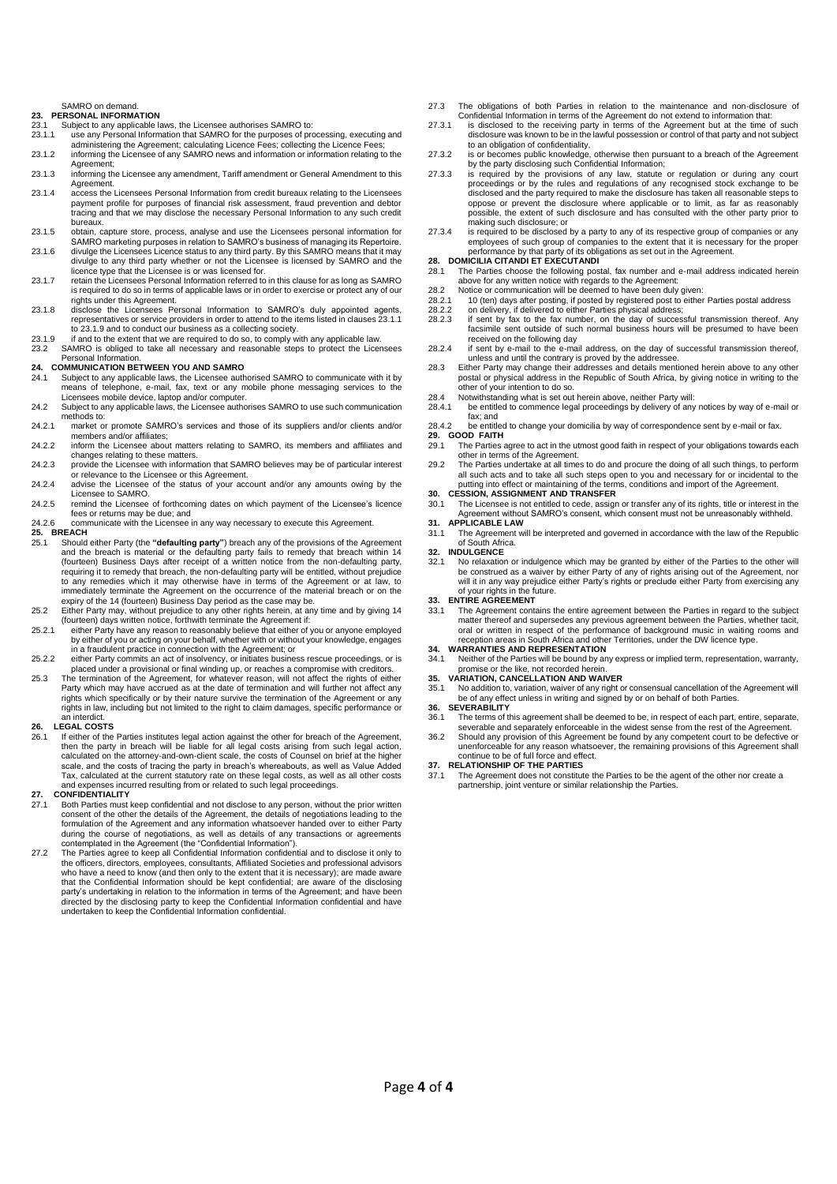SAMRO on demand.

**23. PERSONAL INFORMATION**

23.1 Subject to any applicable laws, the Licensee authorises SAMRO to:

23.1.1 use any Personal Information that SAMRO for the purposes of processing, executing and administering the Agreement; calculating Licence Fees; collecting the Licence Fees;

23.1.2 informing the Licensee of any SAMRO news and information or information relating to the Agreement;

23.1.3 informing the Licensee any amendment, Tariff amendment or General Amendment to this Agreement.

23.1.4 access the Licensees Personal Information from credit bureaux relating to the Licensees payment profile for purposes of financial risk assessment, fraud prevention and debtor tracing and that we may disclose the necessary Personal Information to any such credit bureaux.

23.1.5 obtain, capture store, process, analyse and use the Licensees personal information for SAMRO marketing purposes in relation to SAMRO's business of managing its Repertoire.

23.1.6 divulge the Licensees Licence status to any third party. By this SAMRO means that it may divulge to any third party whether or not the Licensee is licensed by SAMRO and the licence type that the Licensee is or was licensed for.

23.1.7 retain the Licensees Personal Information referred to in this clause for as long as SAMRO is required to do so in terms of applicable laws or in order to exercise or protect any of our rights under this Agreement.

23.1.8 disclose the Licensees Personal Information to SAMRO's duly appointed agents, representatives or service providers in order to attend to the items listed in clauses 23.1.1 to 23.1.9 and to conduct our business as a collecting society.

23.1.9 if and to the extent that we are required to do so, to comply with any applicable law.

23.2 SAMRO is obliged to take all necessary and reasonable steps to protect the Licensees Personal Information.

**24. COMMUNICATION BETWEEN YOU AND SAMRO**

24.1 Subject to any applicable laws, the Licensee authorised SAMRO to communicate with it by means of telephone, e-mail, fax, text or any mobile phone messaging services to the Licensees mobile device, laptop and/or computer.

24.2 Subject to any applicable laws, the Licensee authorises SAMRO to use such communication methods to:

24.2.1 market or promote SAMRO's services and those of its suppliers and/or clients and/or members and/or affiliates;

24.2.2 inform the Licensee about matters relating to SAMRO, its members and affiliates and changes relating to these matters.

24.2.3 provide the Licensee with information that SAMRO believes may be of particular interest or relevance to the Licensee or this Agreement.

24.2.4 advise the Licensee of the status of your account and/or any amounts owing by the Licensee to SAMRO.

24.2.5 remind the Licensee of forthcoming dates on which payment of the Licensee's licence fees or returns may be due; and

24.2.6 communicate with the Licensee in any way necessary to execute this Agreement.

**25. BREACH**

25.1 Should either Party (the **"defaulting party"**) breach any of the provisions of the Agreement and the breach is material or the defaulting party fails to remedy that breach within 14 (fourteen) Business Days after receipt of a written notice from the non-defaulting party, requiring it to remedy that breach, the non-defaulting party will be entitled, without prejudice to any remedies which it may otherwise have in terms of the Agreement or at law, to immediately terminate the Agreement on the occurrence of the material breach or on the expiry of the 14 (fourteen) Business Day period as the case may be.

25.2 Either Party may, without prejudice to any other rights herein, at any time and by giving 14 (fourteen) days written notice, forthwith terminate the Agreement if:

25.2.1 either Party have any reason to reasonably believe that either of you or anyone employed by either of you or acting on your behalf, whether with or without your knowledge, engages in a fraudulent practice in connection with the Agreement; or

25.2.2 either Party commits an act of insolvency, or initiates business rescue proceedings, or is placed under a provisional or final winding up, or reaches a compromise with creditors.

25.3 The termination of the Agreement, for whatever reason, will not affect the rights of either Party which may have accrued as at the date of termination and will further not affect any rights which specifically or by their nature survive the termination of the Agreement or any rights in law, including but not limited to the right to claim damages, specific performance or an interdict.

**26. LEGAL COSTS**

26.1 If either of the Parties institutes legal action against the other for breach of the Agreement, then the party in breach will be liable for all legal costs arising from such legal action, calculated on the attorney-and-own-client scale, the costs of Counsel on brief at the higher scale, and the costs of tracing the party in breach's whereabouts, as well as Value Added Tax, calculated at the current statutory rate on these legal costs, as well as all other costs and expenses incurred resulting from or related to such legal proceedings.

**27. CONFIDENTIALITY**

27.1 Both Parties must keep confidential and not disclose to any person, without the prior written consent of the other the details of the Agreement, the details of negotiations leading to the formulation of the Agreement and any information whatsoever handed over to either Party during the course of negotiations, as well as details of any transactions or agreements contemplated in the Agreement (the "Confidential Information").

27.2 The Parties agree to keep all Confidential Information confidential and to disclose it only to the officers, directors, employees, consultants, Affiliated Societies and professional advisors who have a need to know (and then only to the extent that it is necessary); are made aware that the Confidential Information should be kept confidential; are aware of the disclosing party's undertaking in relation to the information in terms of the Agreement; and have been directed by the disclosing party to keep the Confidential Information confidential and have undertaken to keep the Confidential Information confidential.

27.3 The obligations of both Parties in relation to the maintenance and non-disclosure of Confidential Information in terms of the Agreement do not extend to information that:

27.3.1 is disclosed to the receiving party in terms of the Agreement but at the time of such disclosure was known to be in the lawful possession or control of that party and not subject to an obligation of confidentiality,

27.3.2 is or becomes public knowledge, otherwise then pursuant to a breach of the Agreement by the party disclosing such Confidential Information;

27.3.3 is required by the provisions of any law, statute or regulation or during any court proceedings or by the rules and regulations of any recognised stock exchange to be disclosed and the party required to make the disclosure has taken all reasonable steps to oppose or prevent the disclosure where applicable or to limit, as far as reasonably possible, the extent of such disclosure and has consulted with the other party prior to making such disclosure; or

27.3.4 is required to be disclosed by a party to any of its respective group of companies or any employees of such group of companies to the extent that it is necessary for the proper performance by that party of its obligations as set out in the Agreement.

**28. DOMICILIA CITANDI ET EXECUTANDI**

28.1 The Parties choose the following postal, fax number and e-mail address indicated herein above for any written notice with regards to the Agreement:

28.2 Notice or communication will be deemed to have been duly given:

28.2.1 10 (ten) days after posting, if posted by registered post to either Parties postal address

28.2.2 on delivery, if delivered to either Parties physical address;

28.2.3 if sent by fax to the fax number, on the day of successful transmission thereof. Any facsimile sent outside of such normal business hours will be presumed to have been received on the following day

28.2.4 if sent by e-mail to the e-mail address, on the day of successful transmission thereof, unless and until the contrary is proved by the addressee.

28.3 Either Party may change their addresses and details mentioned herein above to any other postal or physical address in the Republic of South Africa, by giving notice in writing to the other of your intention to do so.

28.4 Notwithstanding what is set out herein above, neither Party will:

28.4.1 be entitled to commence legal proceedings by delivery of any notices by way of e-mail or fax; and

28.4.2 be entitled to change your domicilia by way of correspondence sent by e-mail or fax.

**29. GOOD FAITH**

29.1 The Parties agree to act in the utmost good faith in respect of your obligations towards each other in terms of the Agreement.

29.2 The Parties undertake at all times to do and procure the doing of all such things, to perform all such acts and to take all such steps open to you and necessary for or incidental to the putting into effect or maintaining of the terms, conditions and import of the Agreement.

**30. CESSION, ASSIGNMENT AND TRANSFER**

30.1 The Licensee is not entitled to cede, assign or transfer any of its rights, title or interest in the Agreement without SAMRO's consent, which consent must not be unreasonably withheld.

**31. APPLICABLE LAW**

31.1 The Agreement will be interpreted and governed in accordance with the law of the Republic of South Africa.

**32. INDULGENCE**

32.1 No relaxation or indulgence which may be granted by either of the Parties to the other will be construed as a waiver by either Party of any of rights arising out of the Agreement, nor will it in any way prejudice either Party's rights or preclude either Party from exercising any of your rights in the future.

**33. ENTIRE AGREEMENT**

33.1 The Agreement contains the entire agreement between the Parties in regard to the subject matter thereof and supersedes any previous agreement between the Parties, whether tacit, oral or written in respect of the performance of background music in waiting rooms and reception areas in South Africa and other Territories, under the DW licence type.

**34. WARRANTIES AND REPRESENTATION**

34.1 Neither of the Parties will be bound by any express or implied term, representation, warranty, promise or the like, not recorded herein.

**35. VARIATION, CANCELLATION AND WAIVER**

35.1 No addition to, variation, waiver of any right or consensual cancellation of the Agreement will be of any effect unless in writing and signed by or on behalf of both Parties.

**36. SEVERABILITY**

36.1 The terms of this agreement shall be deemed to be, in respect of each part, entire, separate, severable and separately enforceable in the widest sense from the rest of the Agreement.

36.2 Should any provision of this Agreement be found by any competent court to be defective or unenforceable for any reason whatsoever, the remaining provisions of this Agreement shall continue to be of full force and effect.

**37. RELATIONSHIP OF THE PARTIES**

37.1 The Agreement does not constitute the Parties to be the agent of the other nor create a partnership, joint venture or similar relationship the Parties.